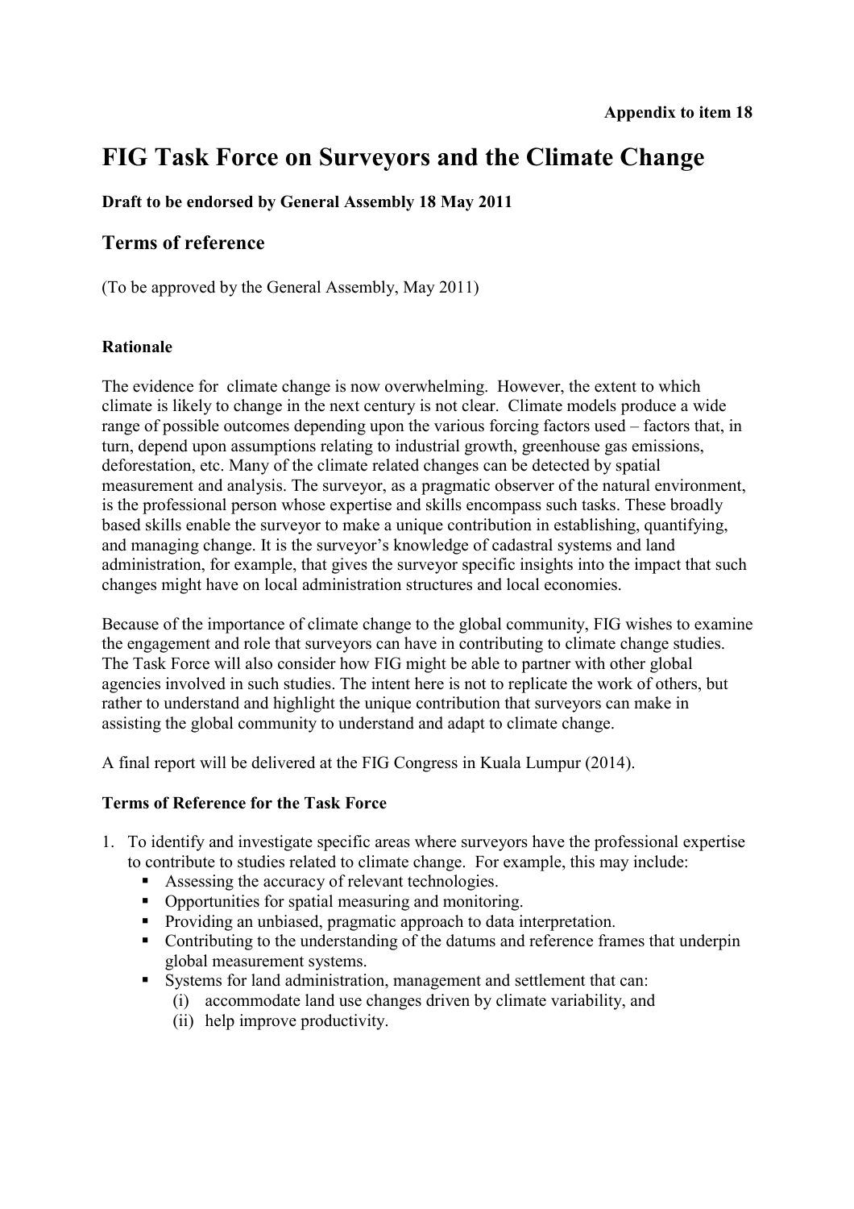**Appendix to item 18**

# FIG Task Force on Surveyors and the Climate Change

**Draft to be endorsed by General Assembly 18 May 2011**

## Terms of reference

(To be approved by the General Assembly, May 2011)

**Rationale**

The evidence for climate change is now overwhelming. However, the extent to which climate is likely to change in the next century is not clear. Climate models produce a wide range of possible outcomes depending upon the various forcing factors used – factors that, in turn, depend upon assumptions relating to industrial growth, greenhouse gas emissions, deforestation, etc. Many of the climate related changes can be detected by spatial measurement and analysis. The surveyor, as a pragmatic observer of the natural environment, is the professional person whose expertise and skills encompass such tasks. These broadly based skills enable the surveyor to make a unique contribution in establishing, quantifying, and managing change. It is the surveyor's knowledge of cadastral systems and land administration, for example, that gives the surveyor specific insights into the impact that such changes might have on local administration structures and local economies.

Because of the importance of climate change to the global community, FIG wishes to examine the engagement and role that surveyors can have in contributing to climate change studies. The Task Force will also consider how FIG might be able to partner with other global agencies involved in such studies. The intent here is not to replicate the work of others, but rather to understand and highlight the unique contribution that surveyors can make in assisting the global community to understand and adapt to climate change.

A final report will be delivered at the FIG Congress in Kuala Lumpur (2014).

**Terms of Reference for the Task Force**

1. To identify and investigate specific areas where surveyors have the professional expertise to contribute to studies related to climate change. For example, this may include:
   - Assessing the accuracy of relevant technologies.
   - Opportunities for spatial measuring and monitoring.
   - Providing an unbiased, pragmatic approach to data interpretation.
   - Contributing to the understanding of the datums and reference frames that underpin global measurement systems.
   - Systems for land administration, management and settlement that can:
     (i) accommodate land use changes driven by climate variability, and
     (ii) help improve productivity.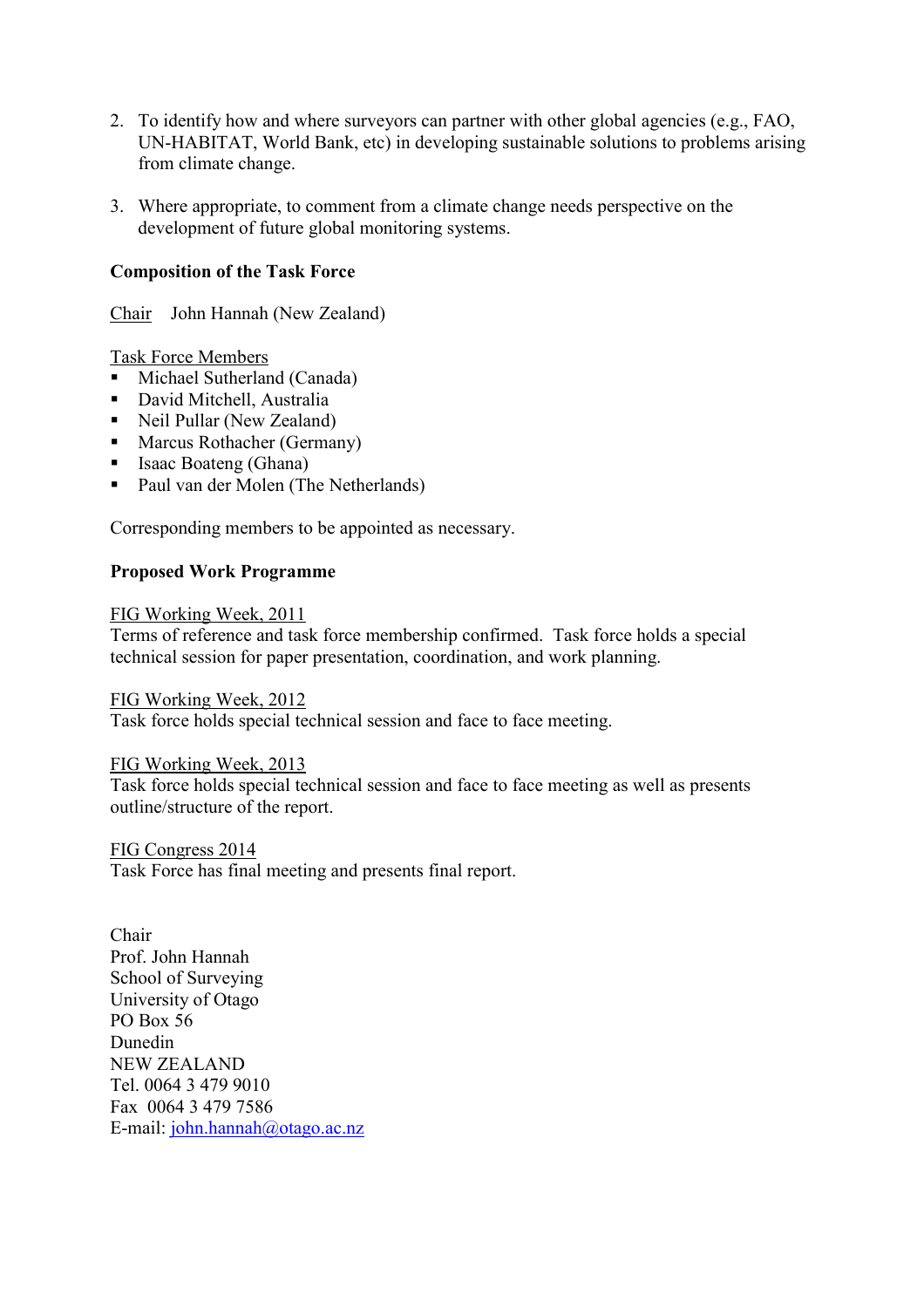2. To identify how and where surveyors can partner with other global agencies (e.g., FAO, UN-HABITAT, World Bank, etc) in developing sustainable solutions to problems arising from climate change.

3. Where appropriate, to comment from a climate change needs perspective on the development of future global monitoring systems.

**Composition of the Task Force**

Chair John Hannah (New Zealand)

Task Force Members

- Michael Sutherland (Canada)
- David Mitchell, Australia
- Neil Pullar (New Zealand)
- Marcus Rothacher (Germany)
- Isaac Boateng (Ghana)
- Paul van der Molen (The Netherlands)

Corresponding members to be appointed as necessary.

**Proposed Work Programme**

FIG Working Week, 2011
Terms of reference and task force membership confirmed. Task force holds a special technical session for paper presentation, coordination, and work planning.

FIG Working Week, 2012
Task force holds special technical session and face to face meeting.

FIG Working Week, 2013
Task force holds special technical session and face to face meeting as well as presents outline/structure of the report.

FIG Congress 2014
Task Force has final meeting and presents final report.

Chair
Prof. John Hannah
School of Surveying
University of Otago
PO Box 56
Dunedin
NEW ZEALAND
Tel. 0064 3 479 9010
Fax 0064 3 479 7586
E-mail: john.hannah@otago.ac.nz